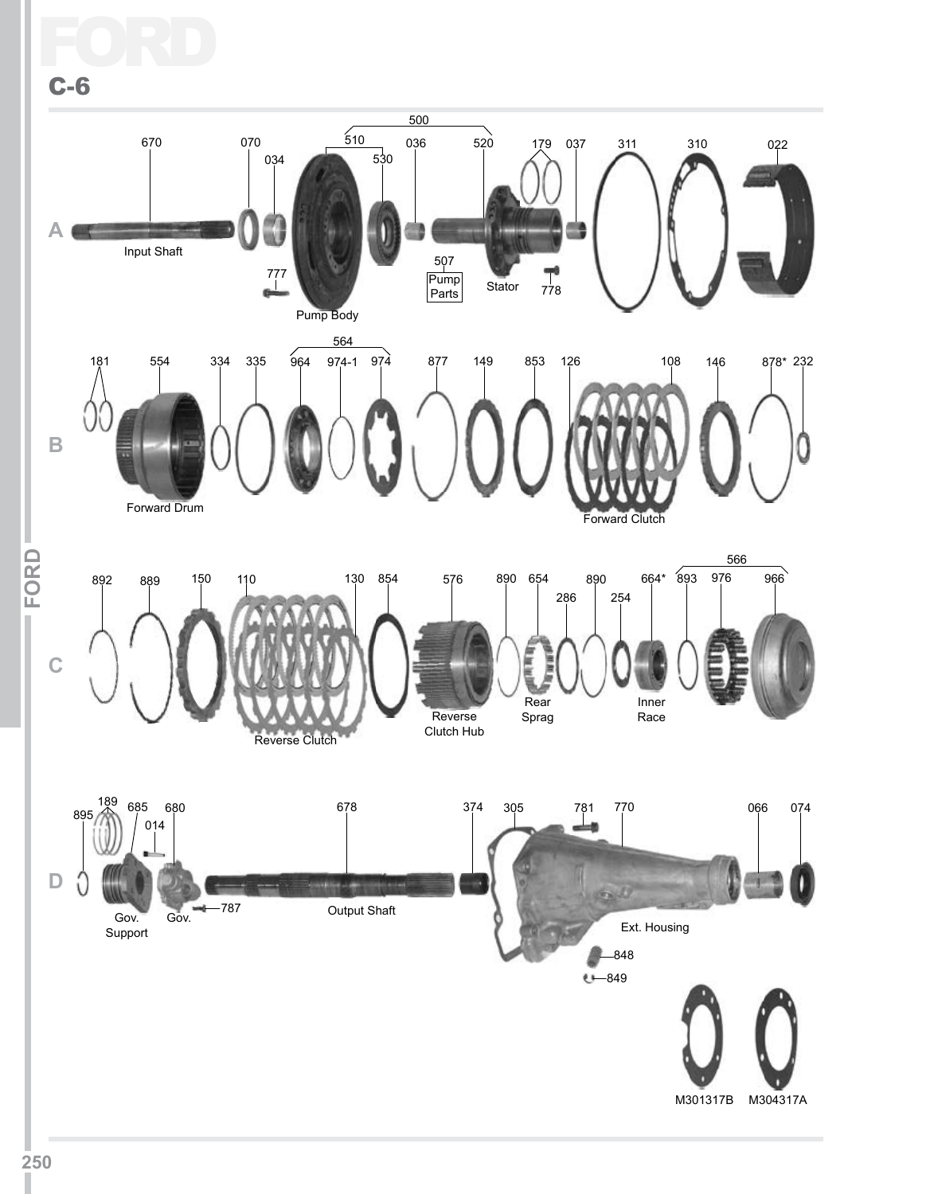# FORD

## C-6

### A

670 Input Shaft
070
034
777
500
510 Pump Body
530
036
507 Pump Parts
520 Stator
778
179
037
311
310
022

### B

181
554 Forward Drum
334
335
564
964
974-1
974
877
149
853
126
108 Forward Clutch
146
878*
232

### C

892
889
150
110 Reverse Clutch
130
854
576 Reverse Clutch Hub
890
654 Rear Sprag
286
890
254
664* Inner Race
566
893
976
966

### D

895
189
685 Gov. Support
014
680 Gov.
787
678 Output Shaft
374
305
781
770 Ext. Housing
848
849
066
074

M301317B
M304317A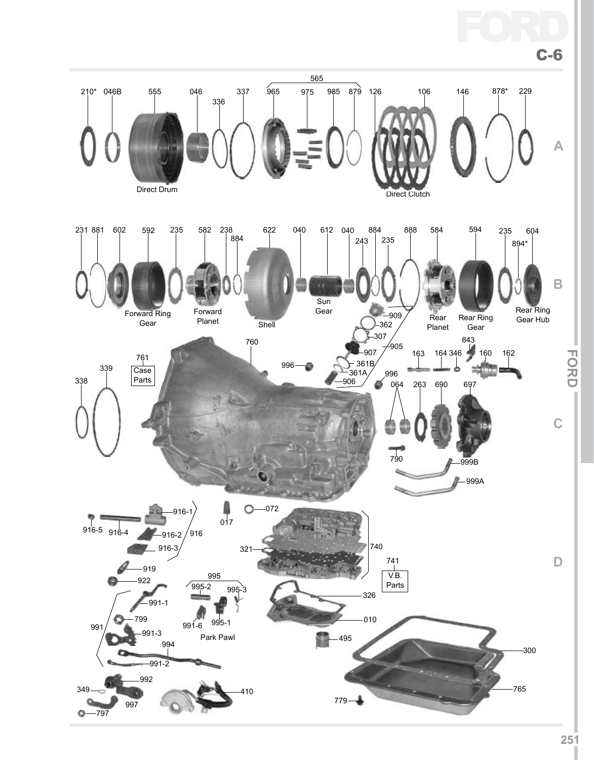# FORD

## C-6

565

210* 046B 555 046 336 337 965 975 985 879 126 106 146 878* 229

Direct Drum

Direct Clutch

231 881 602 592 235 582 238 884 622 040 612 040 243 884 235 888 584 594 235 894* 604

Forward Ring Gear

Forward Planet

Shell

Sun Gear

Rear Planet

Rear Ring Gear

Rear Ring Gear Hub

909 362 307 905 907 361B 361A 906

338 339

761 Case Parts

760

996 996

163 164 346 843 160 162

064 263 690 697

790

999B

999A

916-1 916-5 916-4 916-2 916 916-3

017 072

321 740

741 V.B. Parts

919 922

995 995-2 995-3 995-1 991-6

Park Pawl

991 991-1 799 991-3 994 991-2

326 010 495

300 765 779

992 349 997 797 410